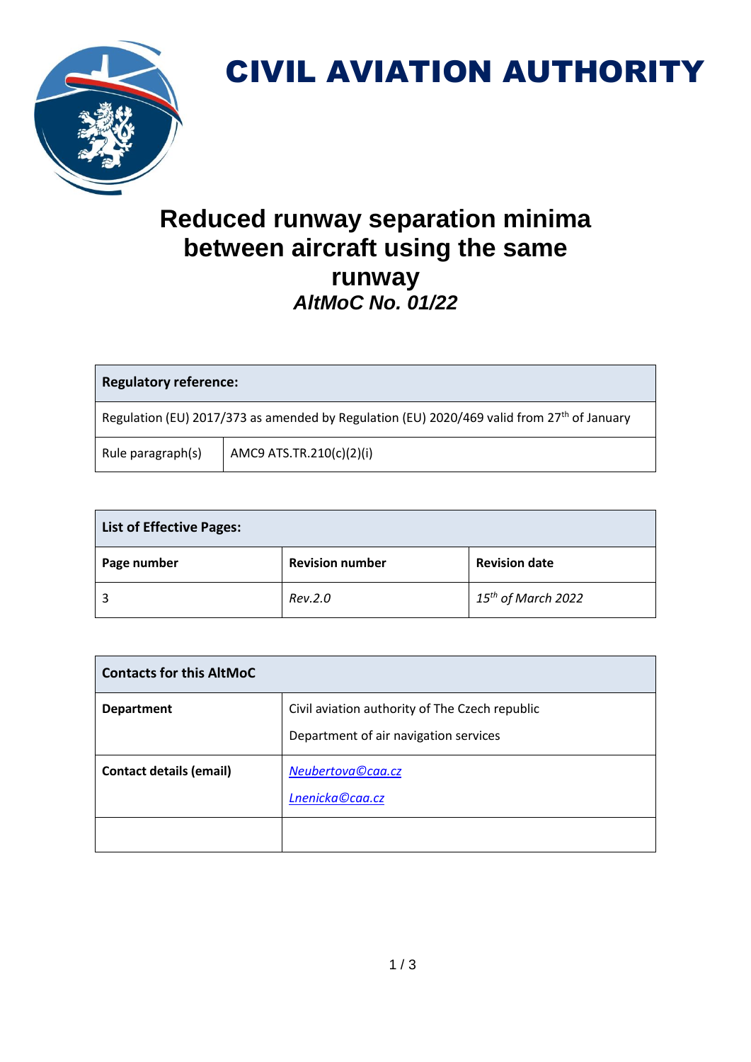# CIVIL AVIATION AUTHORITY

## Reduced runway separation minima between aircraft using the same runway

### *AltMoC No. 01/22*

| **Regulatory reference:** | |
|---|---|
| Regulation (EU) 2017/373 as amended by Regulation (EU) 2020/469 valid from 27th of January | |
| Rule paragraph(s) | AMC9 ATS.TR.210(c)(2)(i) |

| **List of Effective Pages:** | | |
|---|---|---|
| **Page number** | **Revision number** | **Revision date** |
| 3 | *Rev.2.0* | *15th of March 2022* |

| **Contacts for this AltMoC** | |
|---|---|
| **Department** | Civil aviation authority of The Czech republic<br>Department of air navigation services |
| **Contact details (email)** | *Neubertova©caa.cz*<br>*Lnenicka©caa.cz* |
| | |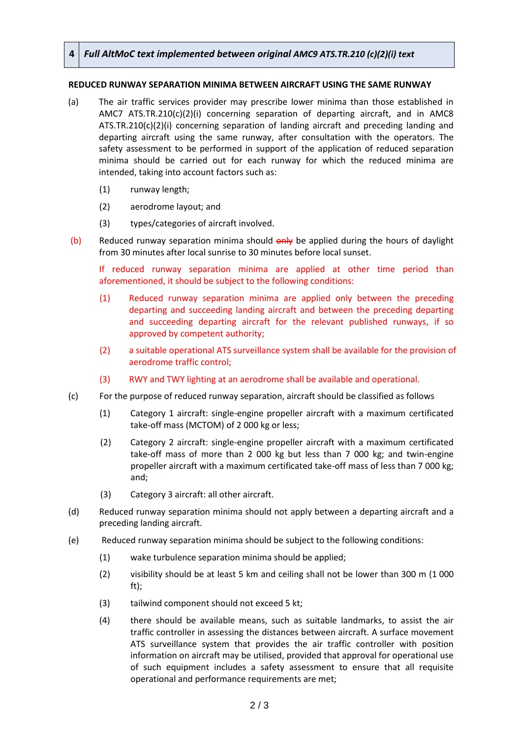| 4 | *Full AltMoC text implemented between original AMC9 ATS.TR.210 (c)(2)(i) text* |
|---|---|

**REDUCED RUNWAY SEPARATION MINIMA BETWEEN AIRCRAFT USING THE SAME RUNWAY**

(a) The air traffic services provider may prescribe lower minima than those established in AMC7 ATS.TR.210(c)(2)(i) concerning separation of departing aircraft, and in AMC8 ATS.TR.210(c)(2)(i) concerning separation of landing aircraft and preceding landing and departing aircraft using the same runway, after consultation with the operators. The safety assessment to be performed in support of the application of reduced separation minima should be carried out for each runway for which the reduced minima are intended, taking into account factors such as:

  (1) runway length;

  (2) aerodrome layout; and

  (3) types/categories of aircraft involved.

(b) Reduced runway separation minima should ~~only~~ be applied during the hours of daylight from 30 minutes after local sunrise to 30 minutes before local sunset.

  If reduced runway separation minima are applied at other time period than aforementioned, it should be subject to the following conditions:

  (1) Reduced runway separation minima are applied only between the preceding departing and succeeding landing aircraft and between the preceding departing and succeeding departing aircraft for the relevant published runways, if so approved by competent authority;

  (2) a suitable operational ATS surveillance system shall be available for the provision of aerodrome traffic control;

  (3) RWY and TWY lighting at an aerodrome shall be available and operational.

(c) For the purpose of reduced runway separation, aircraft should be classified as follows

  (1) Category 1 aircraft: single-engine propeller aircraft with a maximum certificated take-off mass (MCTOM) of 2 000 kg or less;

  (2) Category 2 aircraft: single-engine propeller aircraft with a maximum certificated take-off mass of more than 2 000 kg but less than 7 000 kg; and twin-engine propeller aircraft with a maximum certificated take-off mass of less than 7 000 kg; and;

  (3) Category 3 aircraft: all other aircraft.

(d) Reduced runway separation minima should not apply between a departing aircraft and a preceding landing aircraft.

(e) Reduced runway separation minima should be subject to the following conditions:

  (1) wake turbulence separation minima should be applied;

  (2) visibility should be at least 5 km and ceiling shall not be lower than 300 m (1 000 ft);

  (3) tailwind component should not exceed 5 kt;

  (4) there should be available means, such as suitable landmarks, to assist the air traffic controller in assessing the distances between aircraft. A surface movement ATS surveillance system that provides the air traffic controller with position information on aircraft may be utilised, provided that approval for operational use of such equipment includes a safety assessment to ensure that all requisite operational and performance requirements are met;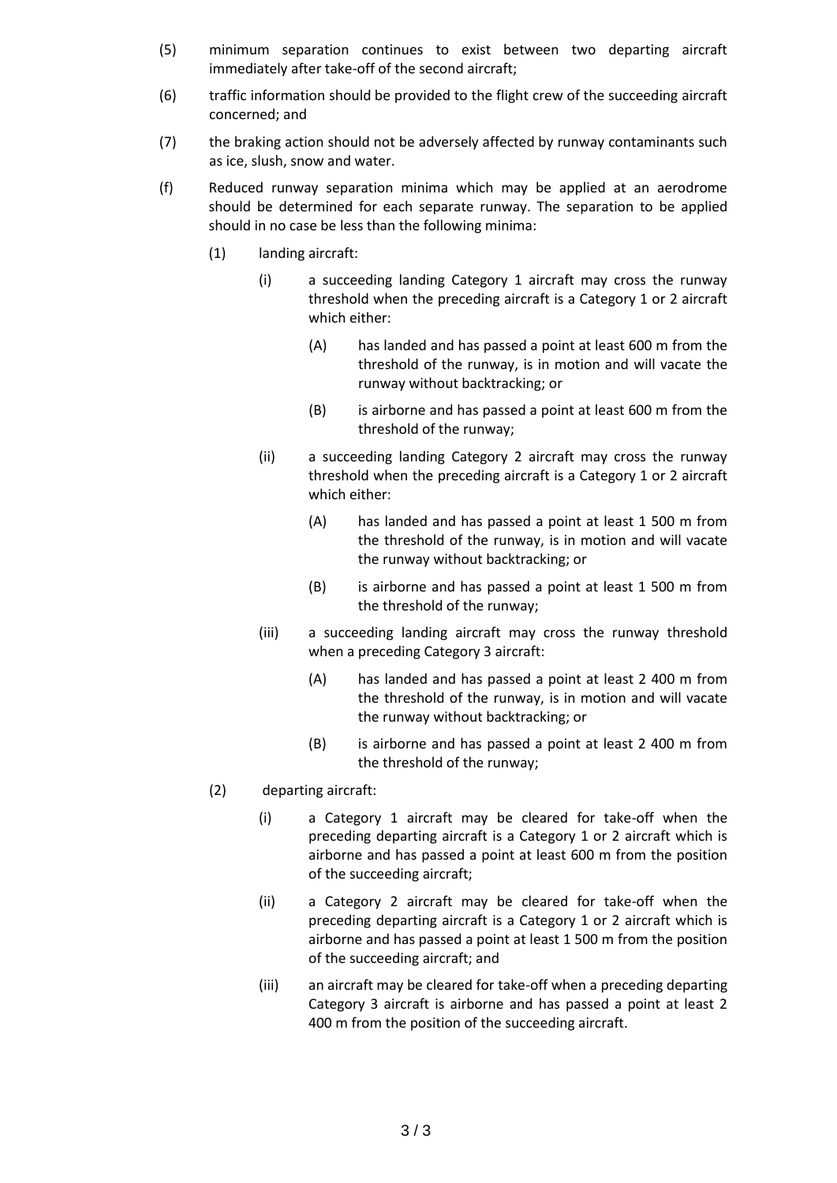(5) minimum separation continues to exist between two departing aircraft immediately after take-off of the second aircraft;

(6) traffic information should be provided to the flight crew of the succeeding aircraft concerned; and

(7) the braking action should not be adversely affected by runway contaminants such as ice, slush, snow and water.

(f) Reduced runway separation minima which may be applied at an aerodrome should be determined for each separate runway. The separation to be applied should in no case be less than the following minima:

- (1) landing aircraft:
  - (i) a succeeding landing Category 1 aircraft may cross the runway threshold when the preceding aircraft is a Category 1 or 2 aircraft which either:
    - (A) has landed and has passed a point at least 600 m from the threshold of the runway, is in motion and will vacate the runway without backtracking; or
    - (B) is airborne and has passed a point at least 600 m from the threshold of the runway;
  - (ii) a succeeding landing Category 2 aircraft may cross the runway threshold when the preceding aircraft is a Category 1 or 2 aircraft which either:
    - (A) has landed and has passed a point at least 1 500 m from the threshold of the runway, is in motion and will vacate the runway without backtracking; or
    - (B) is airborne and has passed a point at least 1 500 m from the threshold of the runway;
  - (iii) a succeeding landing aircraft may cross the runway threshold when a preceding Category 3 aircraft:
    - (A) has landed and has passed a point at least 2 400 m from the threshold of the runway, is in motion and will vacate the runway without backtracking; or
    - (B) is airborne and has passed a point at least 2 400 m from the threshold of the runway;
- (2) departing aircraft:
  - (i) a Category 1 aircraft may be cleared for take-off when the preceding departing aircraft is a Category 1 or 2 aircraft which is airborne and has passed a point at least 600 m from the position of the succeeding aircraft;
  - (ii) a Category 2 aircraft may be cleared for take-off when the preceding departing aircraft is a Category 1 or 2 aircraft which is airborne and has passed a point at least 1 500 m from the position of the succeeding aircraft; and
  - (iii) an aircraft may be cleared for take-off when a preceding departing Category 3 aircraft is airborne and has passed a point at least 2 400 m from the position of the succeeding aircraft.